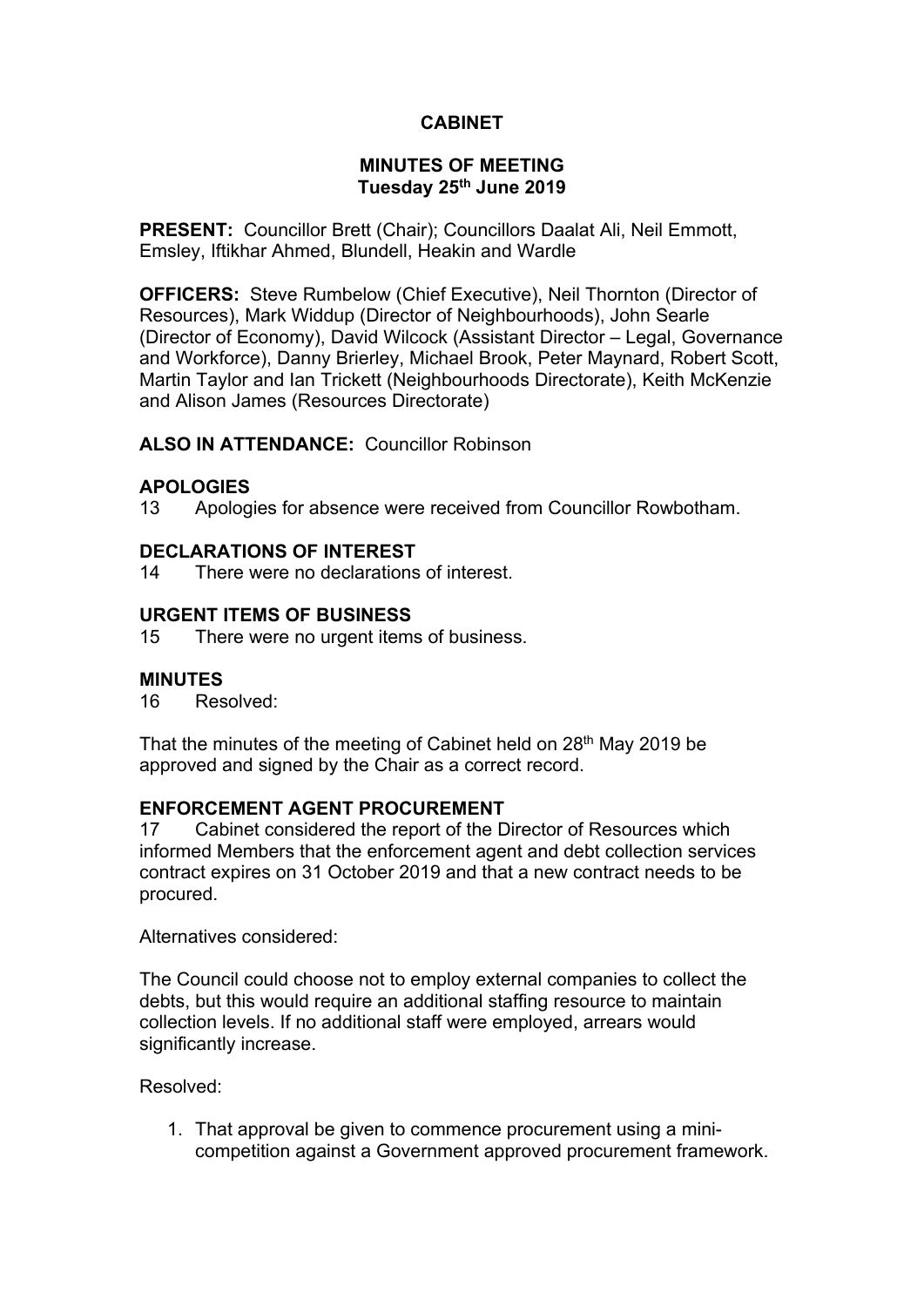# CABINET

## MINUTES OF MEETING
## Tuesday 25th June 2019

**PRESENT:** Councillor Brett (Chair); Councillors Daalat Ali, Neil Emmott, Emsley, Iftikhar Ahmed, Blundell, Heakin and Wardle

**OFFICERS:** Steve Rumbelow (Chief Executive), Neil Thornton (Director of Resources), Mark Widdup (Director of Neighbourhoods), John Searle (Director of Economy), David Wilcock (Assistant Director – Legal, Governance and Workforce), Danny Brierley, Michael Brook, Peter Maynard, Robert Scott, Martin Taylor and Ian Trickett (Neighbourhoods Directorate), Keith McKenzie and Alison James (Resources Directorate)

**ALSO IN ATTENDANCE:** Councillor Robinson

**APOLOGIES**

13 Apologies for absence were received from Councillor Rowbotham.

**DECLARATIONS OF INTEREST**

14 There were no declarations of interest.

**URGENT ITEMS OF BUSINESS**

15 There were no urgent items of business.

**MINUTES**

16 Resolved:

That the minutes of the meeting of Cabinet held on 28th May 2019 be approved and signed by the Chair as a correct record.

**ENFORCEMENT AGENT PROCUREMENT**

17 Cabinet considered the report of the Director of Resources which informed Members that the enforcement agent and debt collection services contract expires on 31 October 2019 and that a new contract needs to be procured.

Alternatives considered:

The Council could choose not to employ external companies to collect the debts, but this would require an additional staffing resource to maintain collection levels. If no additional staff were employed, arrears would significantly increase.

Resolved:

1. That approval be given to commence procurement using a mini-competition against a Government approved procurement framework.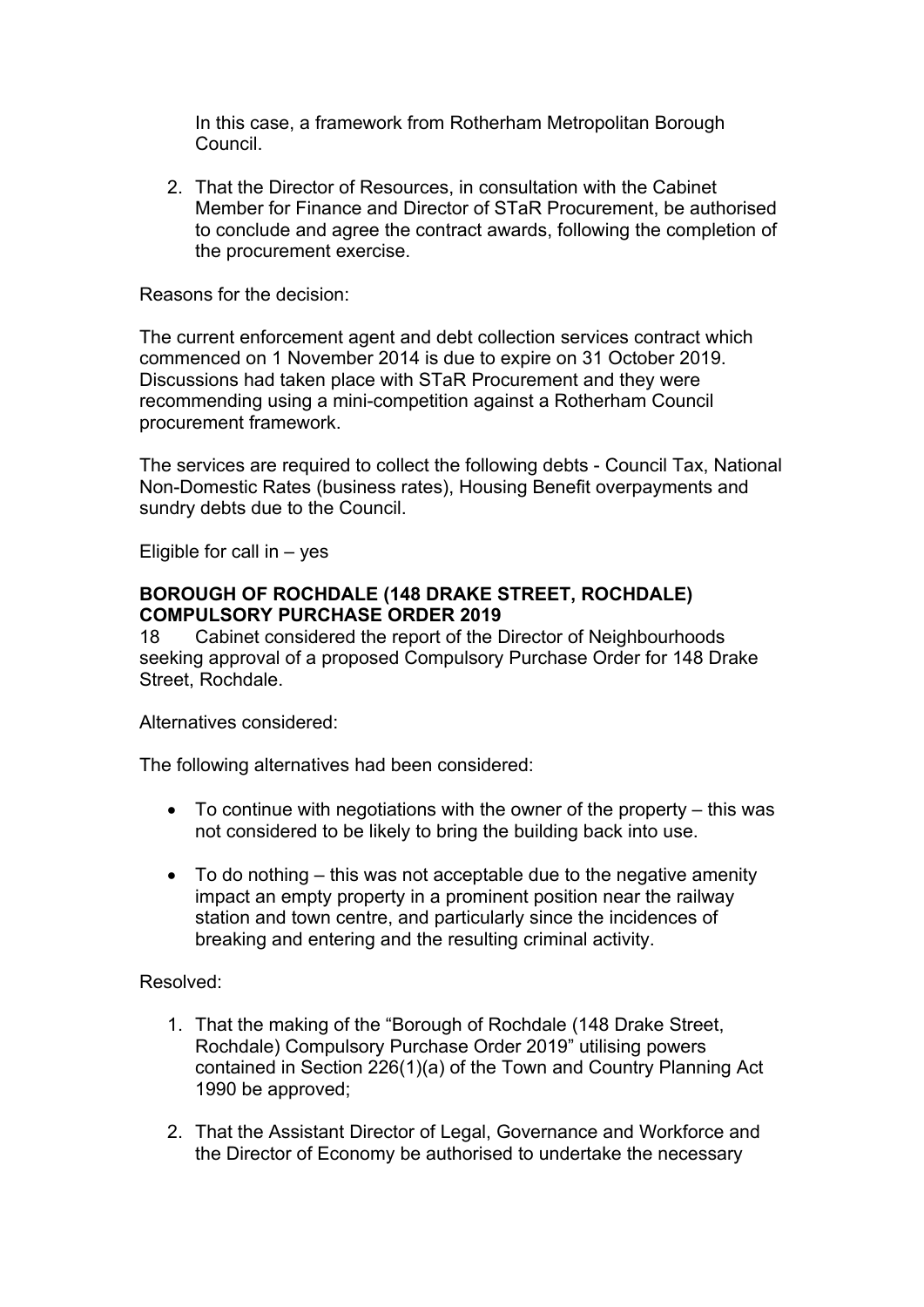In this case, a framework from Rotherham Metropolitan Borough Council.

2. That the Director of Resources, in consultation with the Cabinet Member for Finance and Director of STaR Procurement, be authorised to conclude and agree the contract awards, following the completion of the procurement exercise.

Reasons for the decision:

The current enforcement agent and debt collection services contract which commenced on 1 November 2014 is due to expire on 31 October 2019. Discussions had taken place with STaR Procurement and they were recommending using a mini-competition against a Rotherham Council procurement framework.

The services are required to collect the following debts - Council Tax, National Non-Domestic Rates (business rates), Housing Benefit overpayments and sundry debts due to the Council.

Eligible for call in – yes

**BOROUGH OF ROCHDALE (148 DRAKE STREET, ROCHDALE) COMPULSORY PURCHASE ORDER 2019**

18 Cabinet considered the report of the Director of Neighbourhoods seeking approval of a proposed Compulsory Purchase Order for 148 Drake Street, Rochdale.

Alternatives considered:

The following alternatives had been considered:

- To continue with negotiations with the owner of the property – this was not considered to be likely to bring the building back into use.
- To do nothing – this was not acceptable due to the negative amenity impact an empty property in a prominent position near the railway station and town centre, and particularly since the incidences of breaking and entering and the resulting criminal activity.

Resolved:

1. That the making of the "Borough of Rochdale (148 Drake Street, Rochdale) Compulsory Purchase Order 2019" utilising powers contained in Section 226(1)(a) of the Town and Country Planning Act 1990 be approved;
2. That the Assistant Director of Legal, Governance and Workforce and the Director of Economy be authorised to undertake the necessary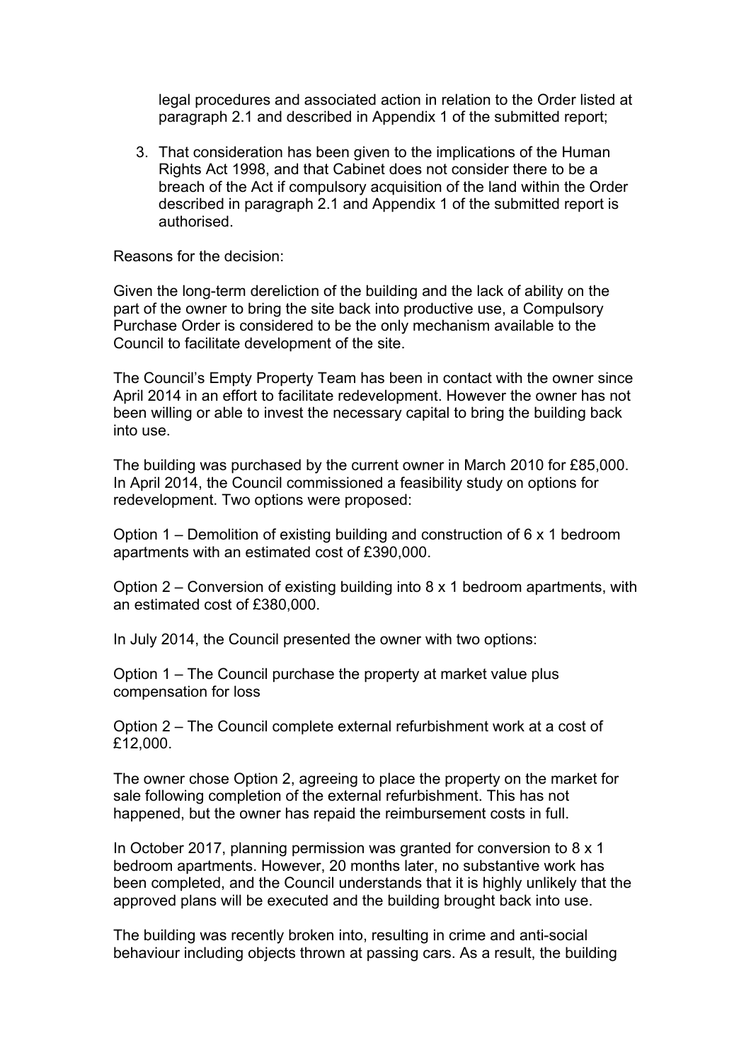legal procedures and associated action in relation to the Order listed at paragraph 2.1 and described in Appendix 1 of the submitted report;

3. That consideration has been given to the implications of the Human Rights Act 1998, and that Cabinet does not consider there to be a breach of the Act if compulsory acquisition of the land within the Order described in paragraph 2.1 and Appendix 1 of the submitted report is authorised.

Reasons for the decision:

Given the long-term dereliction of the building and the lack of ability on the part of the owner to bring the site back into productive use, a Compulsory Purchase Order is considered to be the only mechanism available to the Council to facilitate development of the site.

The Council's Empty Property Team has been in contact with the owner since April 2014 in an effort to facilitate redevelopment. However the owner has not been willing or able to invest the necessary capital to bring the building back into use.

The building was purchased by the current owner in March 2010 for £85,000. In April 2014, the Council commissioned a feasibility study on options for redevelopment. Two options were proposed:

Option 1 – Demolition of existing building and construction of 6 x 1 bedroom apartments with an estimated cost of £390,000.

Option 2 – Conversion of existing building into 8 x 1 bedroom apartments, with an estimated cost of £380,000.

In July 2014, the Council presented the owner with two options:

Option 1 – The Council purchase the property at market value plus compensation for loss

Option 2 – The Council complete external refurbishment work at a cost of £12,000.

The owner chose Option 2, agreeing to place the property on the market for sale following completion of the external refurbishment. This has not happened, but the owner has repaid the reimbursement costs in full.

In October 2017, planning permission was granted for conversion to 8 x 1 bedroom apartments. However, 20 months later, no substantive work has been completed, and the Council understands that it is highly unlikely that the approved plans will be executed and the building brought back into use.

The building was recently broken into, resulting in crime and anti-social behaviour including objects thrown at passing cars. As a result, the building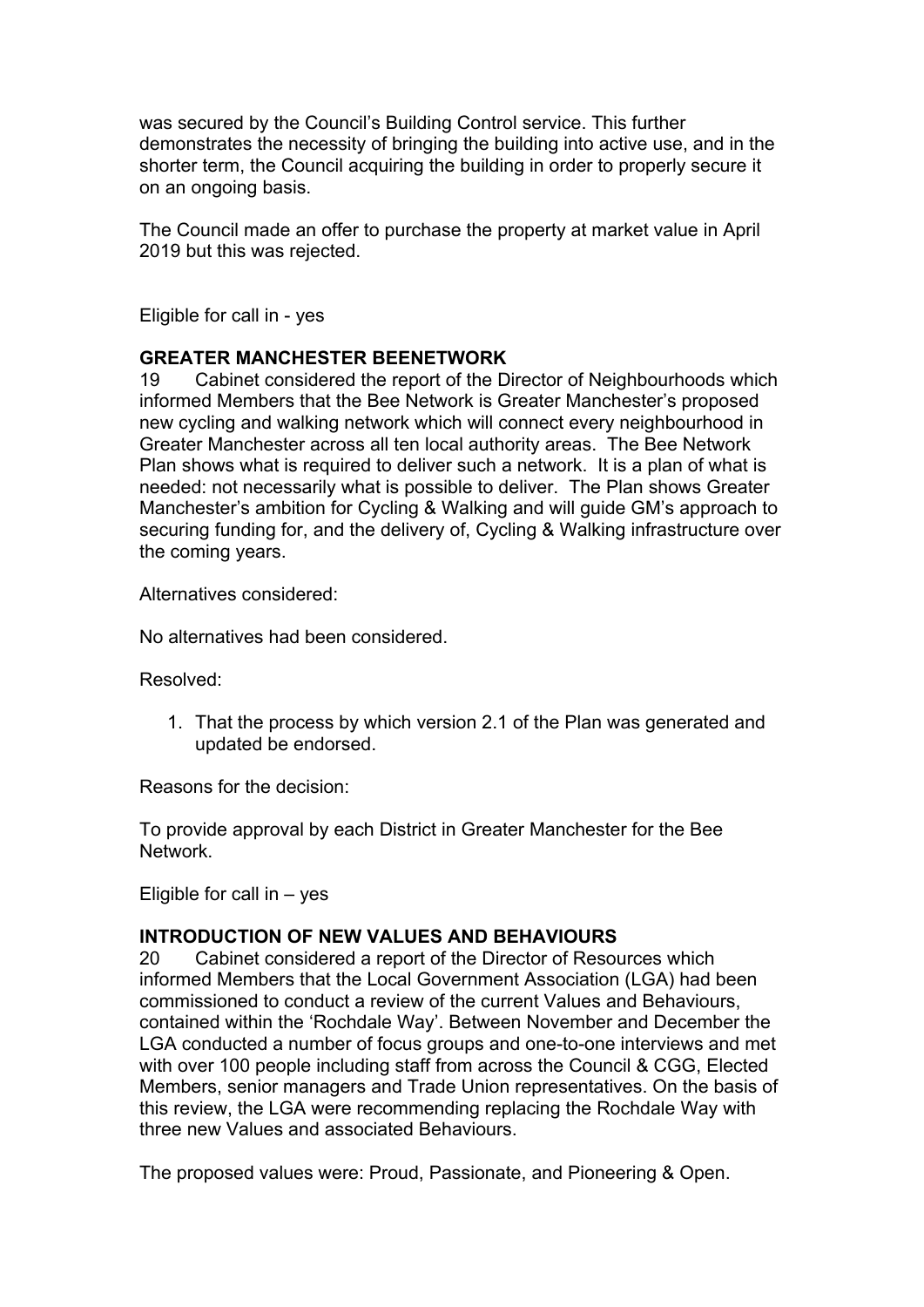was secured by the Council's Building Control service. This further demonstrates the necessity of bringing the building into active use, and in the shorter term, the Council acquiring the building in order to properly secure it on an ongoing basis.

The Council made an offer to purchase the property at market value in April 2019 but this was rejected.

Eligible for call in - yes

**GREATER MANCHESTER BEENETWORK**

19 Cabinet considered the report of the Director of Neighbourhoods which informed Members that the Bee Network is Greater Manchester's proposed new cycling and walking network which will connect every neighbourhood in Greater Manchester across all ten local authority areas. The Bee Network Plan shows what is required to deliver such a network. It is a plan of what is needed: not necessarily what is possible to deliver. The Plan shows Greater Manchester's ambition for Cycling & Walking and will guide GM's approach to securing funding for, and the delivery of, Cycling & Walking infrastructure over the coming years.

Alternatives considered:

No alternatives had been considered.

Resolved:

1. That the process by which version 2.1 of the Plan was generated and updated be endorsed.

Reasons for the decision:

To provide approval by each District in Greater Manchester for the Bee Network.

Eligible for call in – yes

**INTRODUCTION OF NEW VALUES AND BEHAVIOURS**

20 Cabinet considered a report of the Director of Resources which informed Members that the Local Government Association (LGA) had been commissioned to conduct a review of the current Values and Behaviours, contained within the 'Rochdale Way'. Between November and December the LGA conducted a number of focus groups and one-to-one interviews and met with over 100 people including staff from across the Council & CGG, Elected Members, senior managers and Trade Union representatives. On the basis of this review, the LGA were recommending replacing the Rochdale Way with three new Values and associated Behaviours.

The proposed values were: Proud, Passionate, and Pioneering & Open.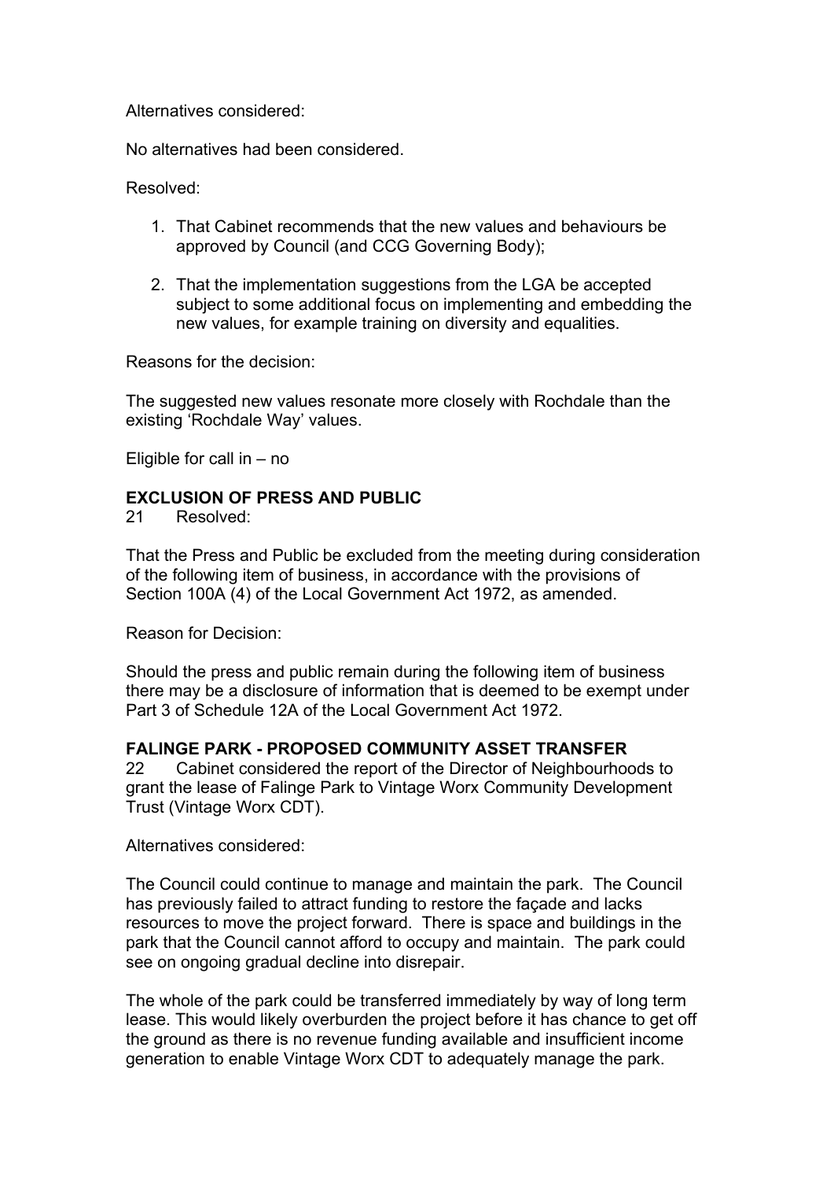Alternatives considered:

No alternatives had been considered.

Resolved:

1. That Cabinet recommends that the new values and behaviours be approved by Council (and CCG Governing Body);

2. That the implementation suggestions from the LGA be accepted subject to some additional focus on implementing and embedding the new values, for example training on diversity and equalities.

Reasons for the decision:

The suggested new values resonate more closely with Rochdale than the existing 'Rochdale Way' values.

Eligible for call in – no

**EXCLUSION OF PRESS AND PUBLIC**

21 Resolved:

That the Press and Public be excluded from the meeting during consideration of the following item of business, in accordance with the provisions of Section 100A (4) of the Local Government Act 1972, as amended.

Reason for Decision:

Should the press and public remain during the following item of business there may be a disclosure of information that is deemed to be exempt under Part 3 of Schedule 12A of the Local Government Act 1972.

**FALINGE PARK - PROPOSED COMMUNITY ASSET TRANSFER**

22 Cabinet considered the report of the Director of Neighbourhoods to grant the lease of Falinge Park to Vintage Worx Community Development Trust (Vintage Worx CDT).

Alternatives considered:

The Council could continue to manage and maintain the park. The Council has previously failed to attract funding to restore the façade and lacks resources to move the project forward. There is space and buildings in the park that the Council cannot afford to occupy and maintain. The park could see on ongoing gradual decline into disrepair.

The whole of the park could be transferred immediately by way of long term lease. This would likely overburden the project before it has chance to get off the ground as there is no revenue funding available and insufficient income generation to enable Vintage Worx CDT to adequately manage the park.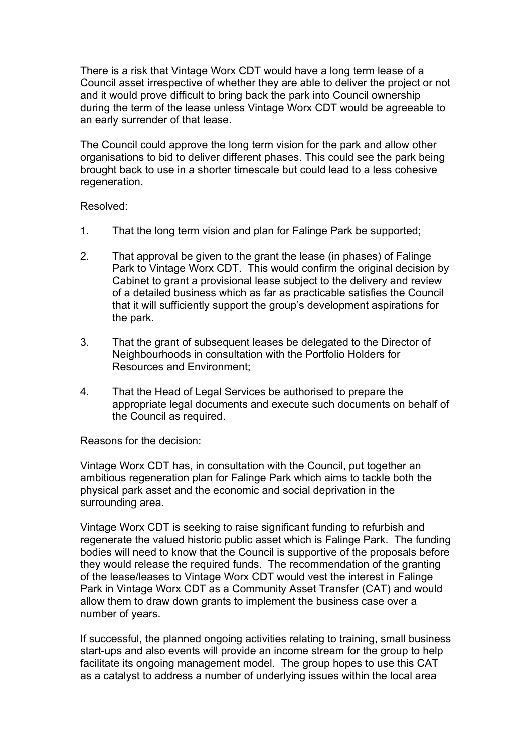There is a risk that Vintage Worx CDT would have a long term lease of a Council asset irrespective of whether they are able to deliver the project or not and it would prove difficult to bring back the park into Council ownership during the term of the lease unless Vintage Worx CDT would be agreeable to an early surrender of that lease.

The Council could approve the long term vision for the park and allow other organisations to bid to deliver different phases. This could see the park being brought back to use in a shorter timescale but could lead to a less cohesive regeneration.

Resolved:

1. That the long term vision and plan for Falinge Park be supported;

2. That approval be given to the grant the lease (in phases) of Falinge Park to Vintage Worx CDT. This would confirm the original decision by Cabinet to grant a provisional lease subject to the delivery and review of a detailed business which as far as practicable satisfies the Council that it will sufficiently support the group's development aspirations for the park.

3. That the grant of subsequent leases be delegated to the Director of Neighbourhoods in consultation with the Portfolio Holders for Resources and Environment;

4. That the Head of Legal Services be authorised to prepare the appropriate legal documents and execute such documents on behalf of the Council as required.

Reasons for the decision:

Vintage Worx CDT has, in consultation with the Council, put together an ambitious regeneration plan for Falinge Park which aims to tackle both the physical park asset and the economic and social deprivation in the surrounding area.

Vintage Worx CDT is seeking to raise significant funding to refurbish and regenerate the valued historic public asset which is Falinge Park. The funding bodies will need to know that the Council is supportive of the proposals before they would release the required funds. The recommendation of the granting of the lease/leases to Vintage Worx CDT would vest the interest in Falinge Park in Vintage Worx CDT as a Community Asset Transfer (CAT) and would allow them to draw down grants to implement the business case over a number of years.

If successful, the planned ongoing activities relating to training, small business start-ups and also events will provide an income stream for the group to help facilitate its ongoing management model. The group hopes to use this CAT as a catalyst to address a number of underlying issues within the local area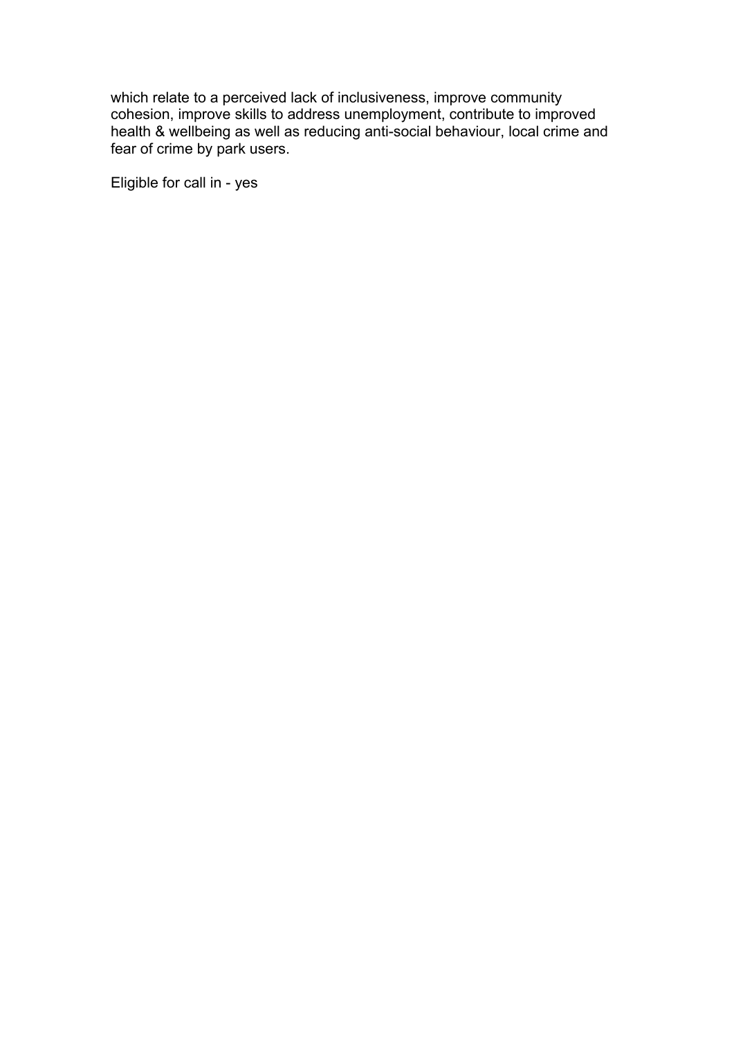which relate to a perceived lack of inclusiveness, improve community cohesion, improve skills to address unemployment, contribute to improved health & wellbeing as well as reducing anti-social behaviour, local crime and fear of crime by park users.

Eligible for call in - yes